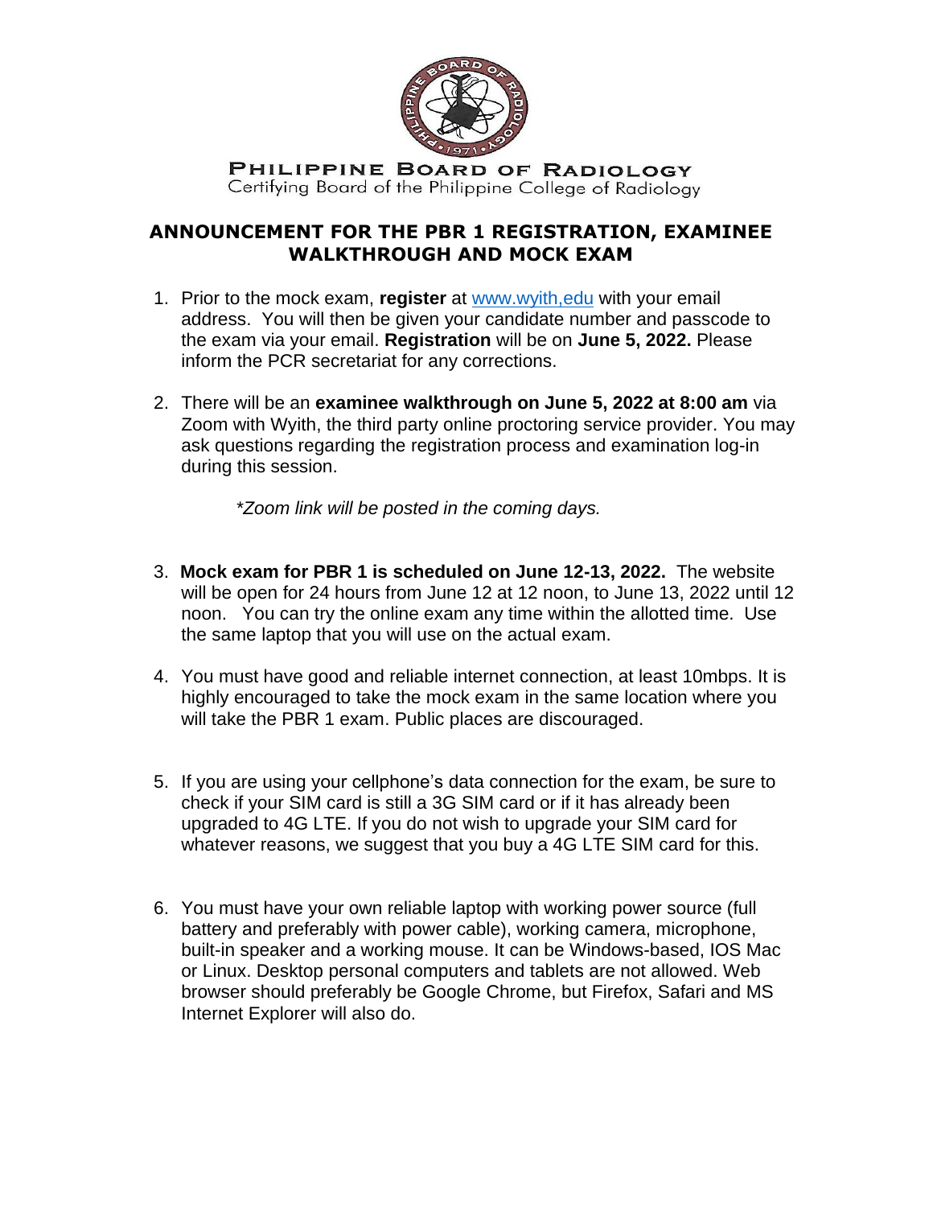PHILIPPINE BOARD OF RADIOLOGY

Certifying Board of the Philippine College of Radiology

## ANNOUNCEMENT FOR THE PBR 1 REGISTRATION, EXAMINEE WALKTHROUGH AND MOCK EXAM

1. Prior to the mock exam, **register** at www.wyith,edu with your email address. You will then be given your candidate number and passcode to the exam via your email. **Registration** will be on **June 5, 2022.** Please inform the PCR secretariat for any corrections.

2. There will be an **examinee walkthrough on June 5, 2022 at 8:00 am** via Zoom with Wyith, the third party online proctoring service provider. You may ask questions regarding the registration process and examination log-in during this session.

   *\*Zoom link will be posted in the coming days.*

3. **Mock exam for PBR 1 is scheduled on June 12-13, 2022.** The website will be open for 24 hours from June 12 at 12 noon, to June 13, 2022 until 12 noon. You can try the online exam any time within the allotted time. Use the same laptop that you will use on the actual exam.

4. You must have good and reliable internet connection, at least 10mbps. It is highly encouraged to take the mock exam in the same location where you will take the PBR 1 exam. Public places are discouraged.

5. If you are using your cellphone's data connection for the exam, be sure to check if your SIM card is still a 3G SIM card or if it has already been upgraded to 4G LTE. If you do not wish to upgrade your SIM card for whatever reasons, we suggest that you buy a 4G LTE SIM card for this.

6. You must have your own reliable laptop with working power source (full battery and preferably with power cable), working camera, microphone, built-in speaker and a working mouse. It can be Windows-based, IOS Mac or Linux. Desktop personal computers and tablets are not allowed. Web browser should preferably be Google Chrome, but Firefox, Safari and MS Internet Explorer will also do.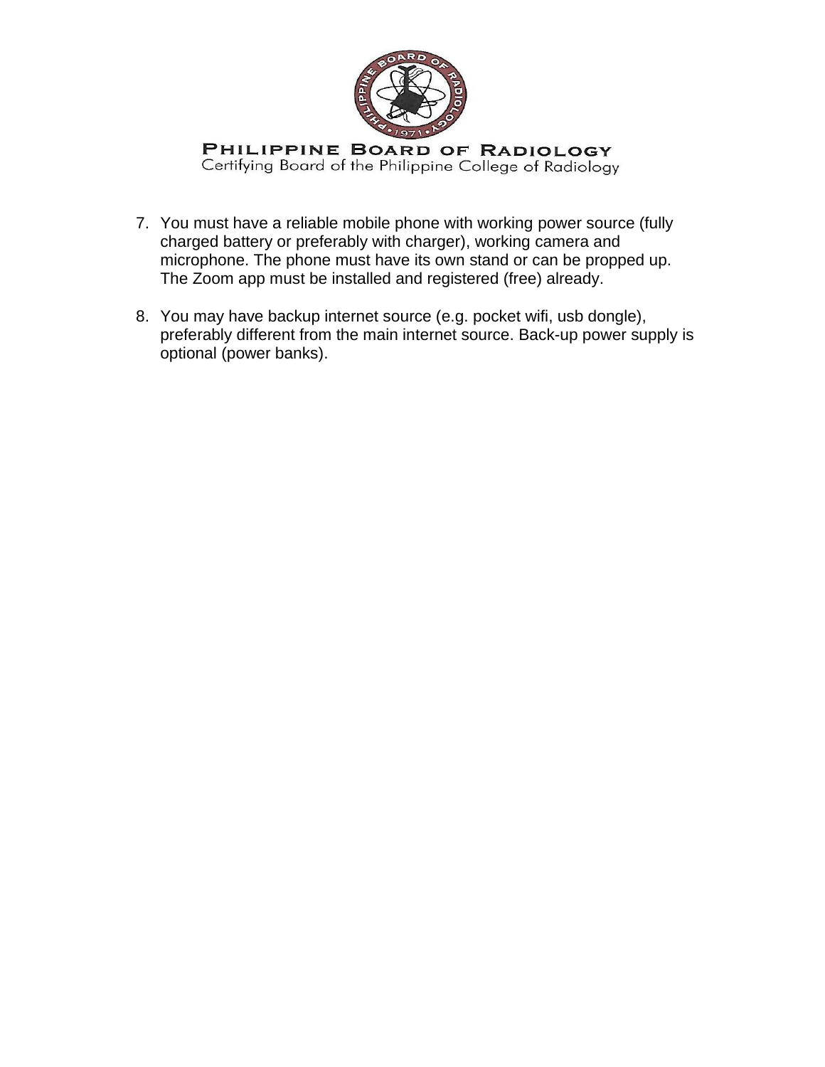7. You must have a reliable mobile phone with working power source (fully charged battery or preferably with charger), working camera and microphone. The phone must have its own stand or can be propped up. The Zoom app must be installed and registered (free) already.

8. You may have backup internet source (e.g. pocket wifi, usb dongle), preferably different from the main internet source. Back-up power supply is optional (power banks).